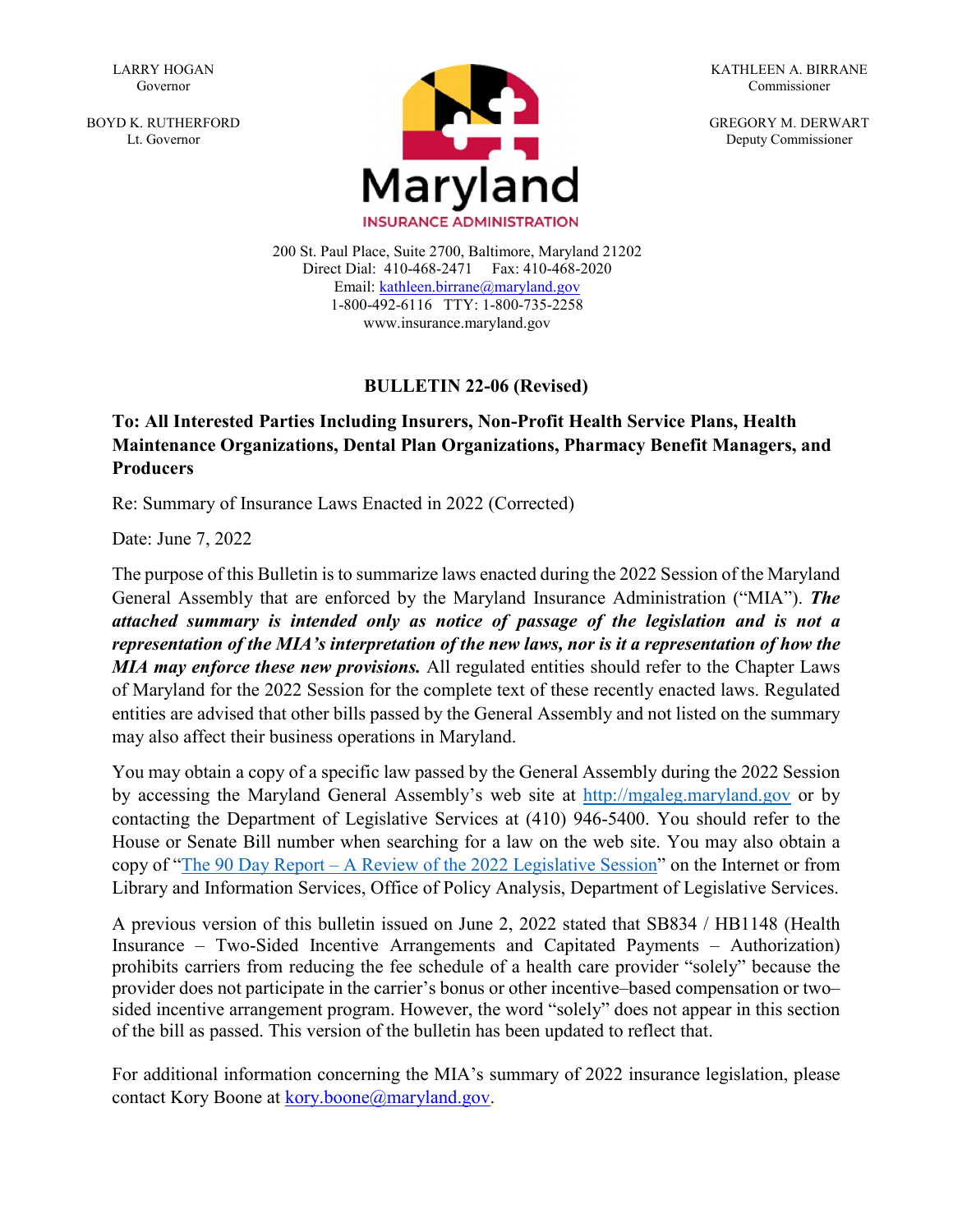LARRY HOGAN
Governor

BOYD K. RUTHERFORD
Lt. Governor

KATHLEEN A. BIRRANE
Commissioner

GREGORY M. DERWART
Deputy Commissioner

Maryland
INSURANCE ADMINISTRATION

200 St. Paul Place, Suite 2700, Baltimore, Maryland 21202
Direct Dial: 410-468-2471 Fax: 410-468-2020
Email: kathleen.birrane@maryland.gov
1-800-492-6116 TTY: 1-800-735-2258
www.insurance.maryland.gov

# BULLETIN 22-06 (Revised)

**To: All Interested Parties Including Insurers, Non-Profit Health Service Plans, Health Maintenance Organizations, Dental Plan Organizations, Pharmacy Benefit Managers, and Producers**

Re: Summary of Insurance Laws Enacted in 2022 (Corrected)

Date: June 7, 2022

The purpose of this Bulletin is to summarize laws enacted during the 2022 Session of the Maryland General Assembly that are enforced by the Maryland Insurance Administration ("MIA"). ***The attached summary is intended only as notice of passage of the legislation and is not a representation of the MIA's interpretation of the new laws, nor is it a representation of how the MIA may enforce these new provisions.*** All regulated entities should refer to the Chapter Laws of Maryland for the 2022 Session for the complete text of these recently enacted laws. Regulated entities are advised that other bills passed by the General Assembly and not listed on the summary may also affect their business operations in Maryland.

You may obtain a copy of a specific law passed by the General Assembly during the 2022 Session by accessing the Maryland General Assembly's web site at http://mgaleg.maryland.gov or by contacting the Department of Legislative Services at (410) 946-5400. You should refer to the House or Senate Bill number when searching for a law on the web site. You may also obtain a copy of "The 90 Day Report – A Review of the 2022 Legislative Session" on the Internet or from Library and Information Services, Office of Policy Analysis, Department of Legislative Services.

A previous version of this bulletin issued on June 2, 2022 stated that SB834 / HB1148 (Health Insurance – Two-Sided Incentive Arrangements and Capitated Payments – Authorization) prohibits carriers from reducing the fee schedule of a health care provider "solely" because the provider does not participate in the carrier's bonus or other incentive–based compensation or two–sided incentive arrangement program. However, the word "solely" does not appear in this section of the bill as passed. This version of the bulletin has been updated to reflect that.

For additional information concerning the MIA's summary of 2022 insurance legislation, please contact Kory Boone at kory.boone@maryland.gov.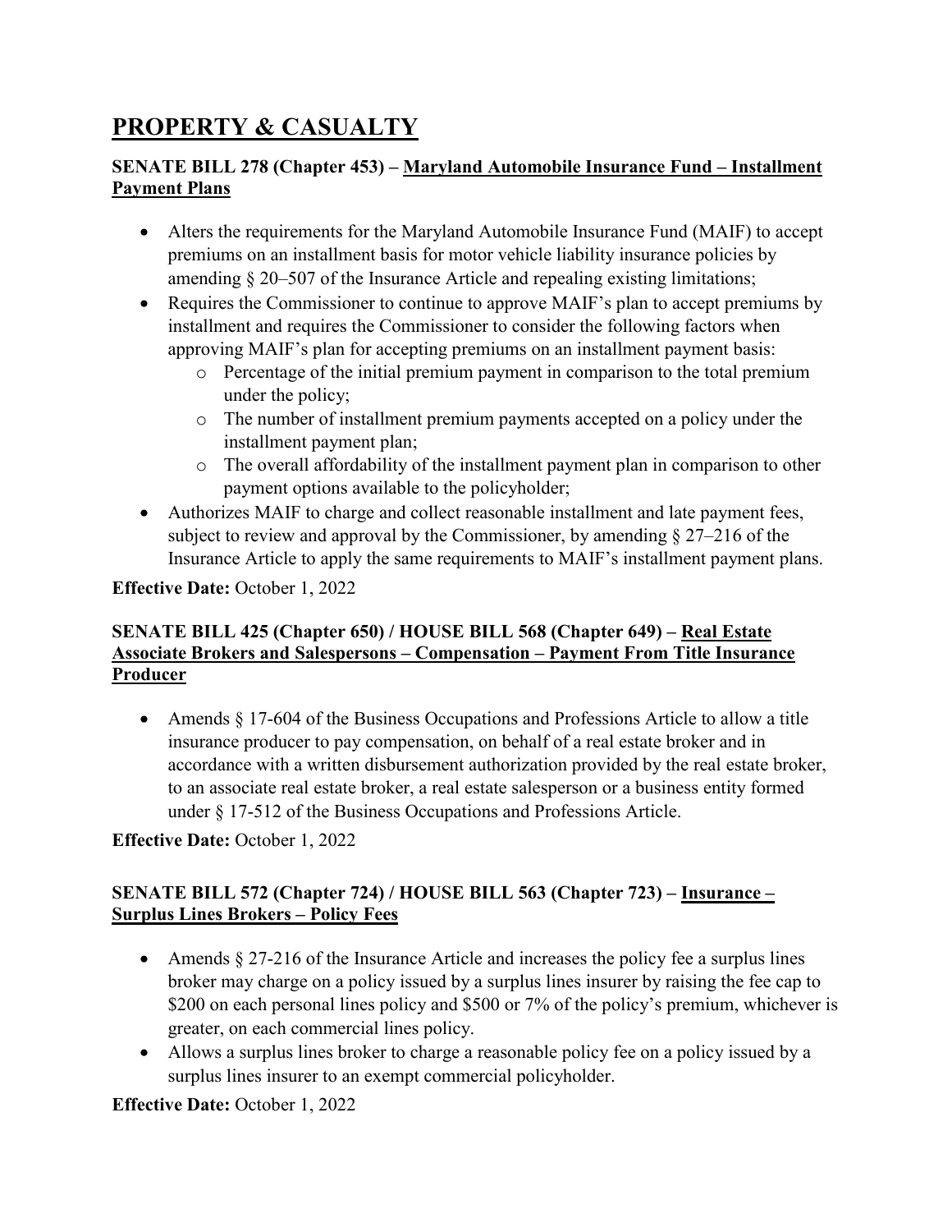# PROPERTY & CASUALTY

### SENATE BILL 278 (Chapter 453) – Maryland Automobile Insurance Fund – Installment Payment Plans

- Alters the requirements for the Maryland Automobile Insurance Fund (MAIF) to accept premiums on an installment basis for motor vehicle liability insurance policies by amending § 20–507 of the Insurance Article and repealing existing limitations;
- Requires the Commissioner to continue to approve MAIF's plan to accept premiums by installment and requires the Commissioner to consider the following factors when approving MAIF's plan for accepting premiums on an installment payment basis:
  - Percentage of the initial premium payment in comparison to the total premium under the policy;
  - The number of installment premium payments accepted on a policy under the installment payment plan;
  - The overall affordability of the installment payment plan in comparison to other payment options available to the policyholder;
- Authorizes MAIF to charge and collect reasonable installment and late payment fees, subject to review and approval by the Commissioner, by amending § 27–216 of the Insurance Article to apply the same requirements to MAIF's installment payment plans.

**Effective Date:** October 1, 2022

### SENATE BILL 425 (Chapter 650) / HOUSE BILL 568 (Chapter 649) – Real Estate Associate Brokers and Salespersons – Compensation – Payment From Title Insurance Producer

- Amends § 17-604 of the Business Occupations and Professions Article to allow a title insurance producer to pay compensation, on behalf of a real estate broker and in accordance with a written disbursement authorization provided by the real estate broker, to an associate real estate broker, a real estate salesperson or a business entity formed under § 17-512 of the Business Occupations and Professions Article.

**Effective Date:** October 1, 2022

### SENATE BILL 572 (Chapter 724) / HOUSE BILL 563 (Chapter 723) – Insurance – Surplus Lines Brokers – Policy Fees

- Amends § 27-216 of the Insurance Article and increases the policy fee a surplus lines broker may charge on a policy issued by a surplus lines insurer by raising the fee cap to $200 on each personal lines policy and $500 or 7% of the policy's premium, whichever is greater, on each commercial lines policy.
- Allows a surplus lines broker to charge a reasonable policy fee on a policy issued by a surplus lines insurer to an exempt commercial policyholder.

**Effective Date:** October 1, 2022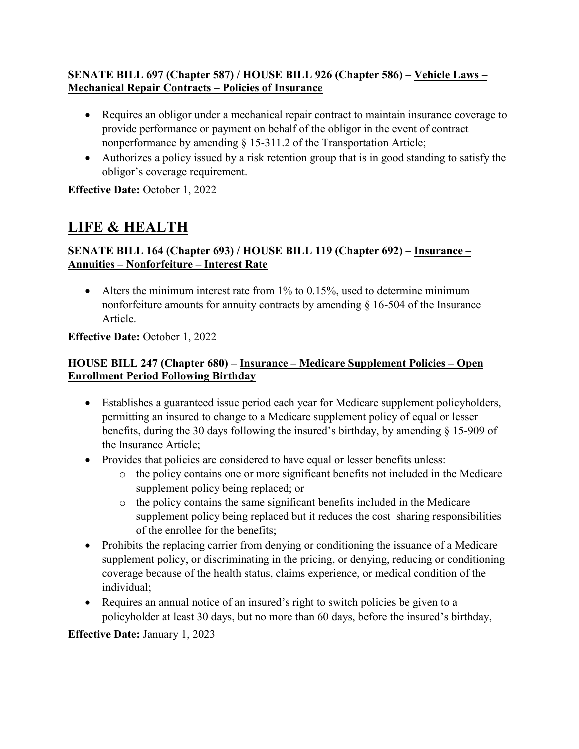**SENATE BILL 697 (Chapter 587) / HOUSE BILL 926 (Chapter 586) – Vehicle Laws – Mechanical Repair Contracts – Policies of Insurance**

- Requires an obligor under a mechanical repair contract to maintain insurance coverage to provide performance or payment on behalf of the obligor in the event of contract nonperformance by amending § 15-311.2 of the Transportation Article;
- Authorizes a policy issued by a risk retention group that is in good standing to satisfy the obligor's coverage requirement.

**Effective Date:** October 1, 2022

# LIFE & HEALTH

**SENATE BILL 164 (Chapter 693) / HOUSE BILL 119 (Chapter 692) – Insurance – Annuities – Nonforfeiture – Interest Rate**

- Alters the minimum interest rate from 1% to 0.15%, used to determine minimum nonforfeiture amounts for annuity contracts by amending § 16-504 of the Insurance Article.

**Effective Date:** October 1, 2022

**HOUSE BILL 247 (Chapter 680) – Insurance – Medicare Supplement Policies – Open Enrollment Period Following Birthday**

- Establishes a guaranteed issue period each year for Medicare supplement policyholders, permitting an insured to change to a Medicare supplement policy of equal or lesser benefits, during the 30 days following the insured's birthday, by amending § 15-909 of the Insurance Article;
- Provides that policies are considered to have equal or lesser benefits unless:
    - the policy contains one or more significant benefits not included in the Medicare supplement policy being replaced; or
    - the policy contains the same significant benefits included in the Medicare supplement policy being replaced but it reduces the cost–sharing responsibilities of the enrollee for the benefits;
- Prohibits the replacing carrier from denying or conditioning the issuance of a Medicare supplement policy, or discriminating in the pricing, or denying, reducing or conditioning coverage because of the health status, claims experience, or medical condition of the individual;
- Requires an annual notice of an insured's right to switch policies be given to a policyholder at least 30 days, but no more than 60 days, before the insured's birthday,

**Effective Date:** January 1, 2023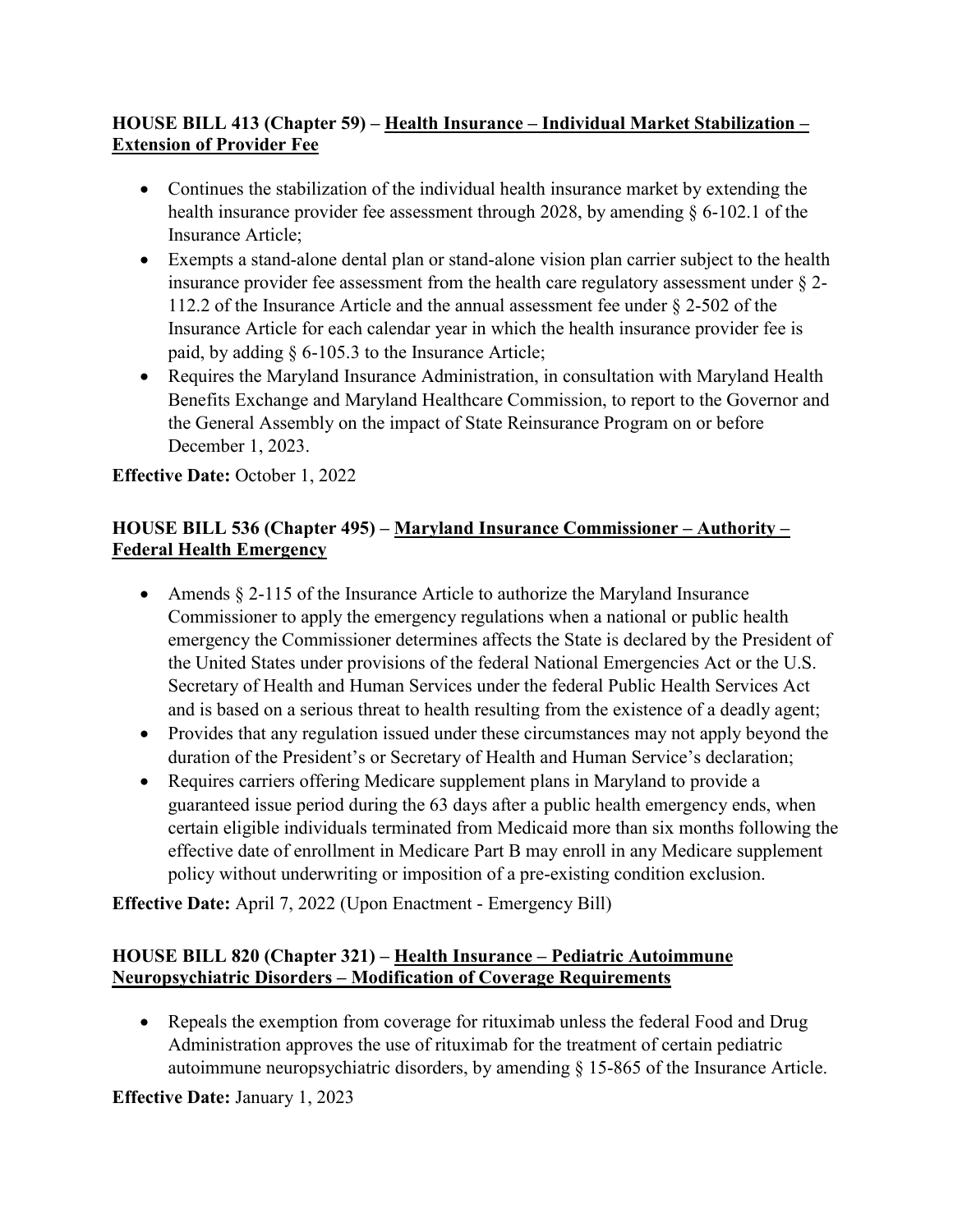**HOUSE BILL 413 (Chapter 59) – Health Insurance – Individual Market Stabilization – Extension of Provider Fee**

- Continues the stabilization of the individual health insurance market by extending the health insurance provider fee assessment through 2028, by amending § 6-102.1 of the Insurance Article;
- Exempts a stand-alone dental plan or stand-alone vision plan carrier subject to the health insurance provider fee assessment from the health care regulatory assessment under § 2-112.2 of the Insurance Article and the annual assessment fee under § 2-502 of the Insurance Article for each calendar year in which the health insurance provider fee is paid, by adding § 6-105.3 to the Insurance Article;
- Requires the Maryland Insurance Administration, in consultation with Maryland Health Benefits Exchange and Maryland Healthcare Commission, to report to the Governor and the General Assembly on the impact of State Reinsurance Program on or before December 1, 2023.

**Effective Date:** October 1, 2022

**HOUSE BILL 536 (Chapter 495) – Maryland Insurance Commissioner – Authority – Federal Health Emergency**

- Amends § 2-115 of the Insurance Article to authorize the Maryland Insurance Commissioner to apply the emergency regulations when a national or public health emergency the Commissioner determines affects the State is declared by the President of the United States under provisions of the federal National Emergencies Act or the U.S. Secretary of Health and Human Services under the federal Public Health Services Act and is based on a serious threat to health resulting from the existence of a deadly agent;
- Provides that any regulation issued under these circumstances may not apply beyond the duration of the President's or Secretary of Health and Human Service's declaration;
- Requires carriers offering Medicare supplement plans in Maryland to provide a guaranteed issue period during the 63 days after a public health emergency ends, when certain eligible individuals terminated from Medicaid more than six months following the effective date of enrollment in Medicare Part B may enroll in any Medicare supplement policy without underwriting or imposition of a pre-existing condition exclusion.

**Effective Date:** April 7, 2022 (Upon Enactment - Emergency Bill)

**HOUSE BILL 820 (Chapter 321) – Health Insurance – Pediatric Autoimmune Neuropsychiatric Disorders – Modification of Coverage Requirements**

- Repeals the exemption from coverage for rituximab unless the federal Food and Drug Administration approves the use of rituximab for the treatment of certain pediatric autoimmune neuropsychiatric disorders, by amending § 15-865 of the Insurance Article.

**Effective Date:** January 1, 2023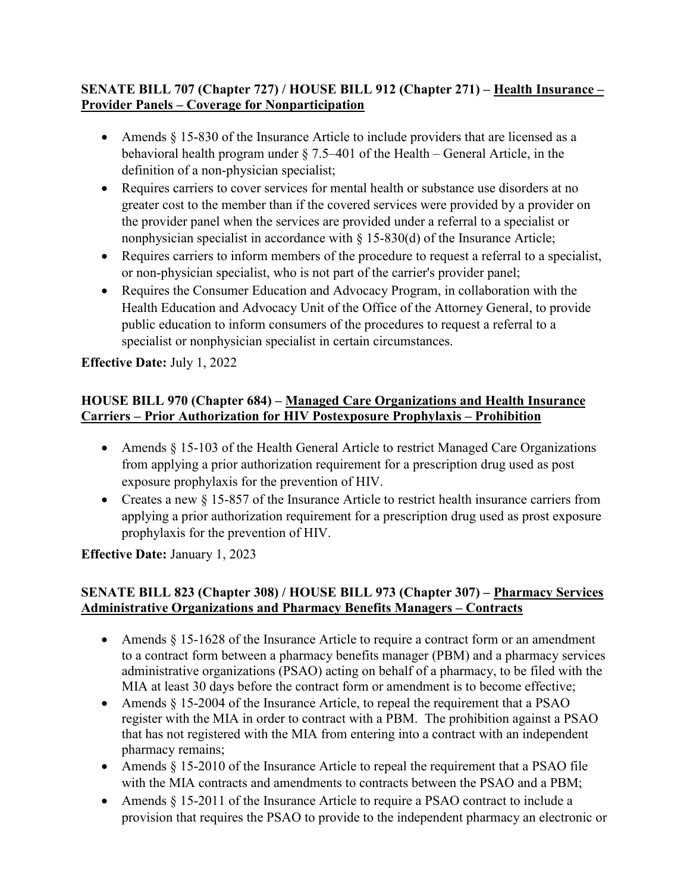**SENATE BILL 707 (Chapter 727) / HOUSE BILL 912 (Chapter 271) – Health Insurance – Provider Panels – Coverage for Nonparticipation**

- Amends § 15-830 of the Insurance Article to include providers that are licensed as a behavioral health program under § 7.5–401 of the Health – General Article, in the definition of a non-physician specialist;
- Requires carriers to cover services for mental health or substance use disorders at no greater cost to the member than if the covered services were provided by a provider on the provider panel when the services are provided under a referral to a specialist or nonphysician specialist in accordance with § 15-830(d) of the Insurance Article;
- Requires carriers to inform members of the procedure to request a referral to a specialist, or non-physician specialist, who is not part of the carrier's provider panel;
- Requires the Consumer Education and Advocacy Program, in collaboration with the Health Education and Advocacy Unit of the Office of the Attorney General, to provide public education to inform consumers of the procedures to request a referral to a specialist or nonphysician specialist in certain circumstances.

**Effective Date:** July 1, 2022

**HOUSE BILL 970 (Chapter 684) – Managed Care Organizations and Health Insurance Carriers – Prior Authorization for HIV Postexposure Prophylaxis – Prohibition**

- Amends § 15-103 of the Health General Article to restrict Managed Care Organizations from applying a prior authorization requirement for a prescription drug used as post exposure prophylaxis for the prevention of HIV.
- Creates a new § 15-857 of the Insurance Article to restrict health insurance carriers from applying a prior authorization requirement for a prescription drug used as prost exposure prophylaxis for the prevention of HIV.

**Effective Date:** January 1, 2023

**SENATE BILL 823 (Chapter 308) / HOUSE BILL 973 (Chapter 307) – Pharmacy Services Administrative Organizations and Pharmacy Benefits Managers – Contracts**

- Amends § 15-1628 of the Insurance Article to require a contract form or an amendment to a contract form between a pharmacy benefits manager (PBM) and a pharmacy services administrative organizations (PSAO) acting on behalf of a pharmacy, to be filed with the MIA at least 30 days before the contract form or amendment is to become effective;
- Amends § 15-2004 of the Insurance Article, to repeal the requirement that a PSAO register with the MIA in order to contract with a PBM. The prohibition against a PSAO that has not registered with the MIA from entering into a contract with an independent pharmacy remains;
- Amends § 15-2010 of the Insurance Article to repeal the requirement that a PSAO file with the MIA contracts and amendments to contracts between the PSAO and a PBM;
- Amends § 15-2011 of the Insurance Article to require a PSAO contract to include a provision that requires the PSAO to provide to the independent pharmacy an electronic or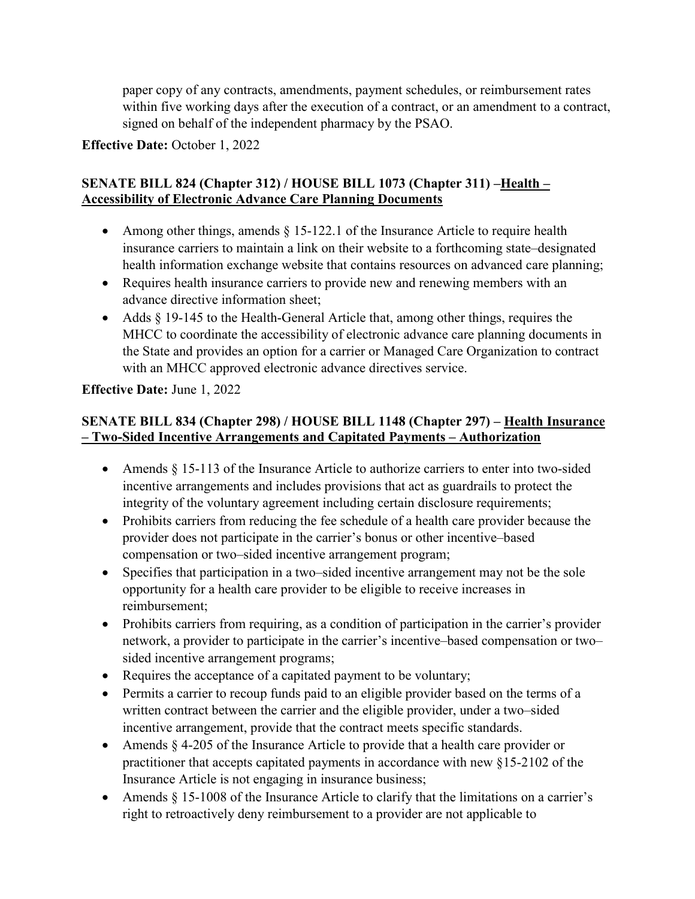paper copy of any contracts, amendments, payment schedules, or reimbursement rates within five working days after the execution of a contract, or an amendment to a contract, signed on behalf of the independent pharmacy by the PSAO.

**Effective Date:** October 1, 2022

**SENATE BILL 824 (Chapter 312) / HOUSE BILL 1073 (Chapter 311) –<u>Health – Accessibility of Electronic Advance Care Planning Documents</u>**

- Among other things, amends § 15-122.1 of the Insurance Article to require health insurance carriers to maintain a link on their website to a forthcoming state–designated health information exchange website that contains resources on advanced care planning;
- Requires health insurance carriers to provide new and renewing members with an advance directive information sheet;
- Adds § 19-145 to the Health-General Article that, among other things, requires the MHCC to coordinate the accessibility of electronic advance care planning documents in the State and provides an option for a carrier or Managed Care Organization to contract with an MHCC approved electronic advance directives service.

**Effective Date:** June 1, 2022

**SENATE BILL 834 (Chapter 298) / HOUSE BILL 1148 (Chapter 297) – <u>Health Insurance – Two-Sided Incentive Arrangements and Capitated Payments – Authorization</u>**

- Amends § 15-113 of the Insurance Article to authorize carriers to enter into two-sided incentive arrangements and includes provisions that act as guardrails to protect the integrity of the voluntary agreement including certain disclosure requirements;
- Prohibits carriers from reducing the fee schedule of a health care provider because the provider does not participate in the carrier's bonus or other incentive–based compensation or two–sided incentive arrangement program;
- Specifies that participation in a two–sided incentive arrangement may not be the sole opportunity for a health care provider to be eligible to receive increases in reimbursement;
- Prohibits carriers from requiring, as a condition of participation in the carrier's provider network, a provider to participate in the carrier's incentive–based compensation or two–sided incentive arrangement programs;
- Requires the acceptance of a capitated payment to be voluntary;
- Permits a carrier to recoup funds paid to an eligible provider based on the terms of a written contract between the carrier and the eligible provider, under a two–sided incentive arrangement, provide that the contract meets specific standards.
- Amends § 4-205 of the Insurance Article to provide that a health care provider or practitioner that accepts capitated payments in accordance with new §15-2102 of the Insurance Article is not engaging in insurance business;
- Amends § 15-1008 of the Insurance Article to clarify that the limitations on a carrier's right to retroactively deny reimbursement to a provider are not applicable to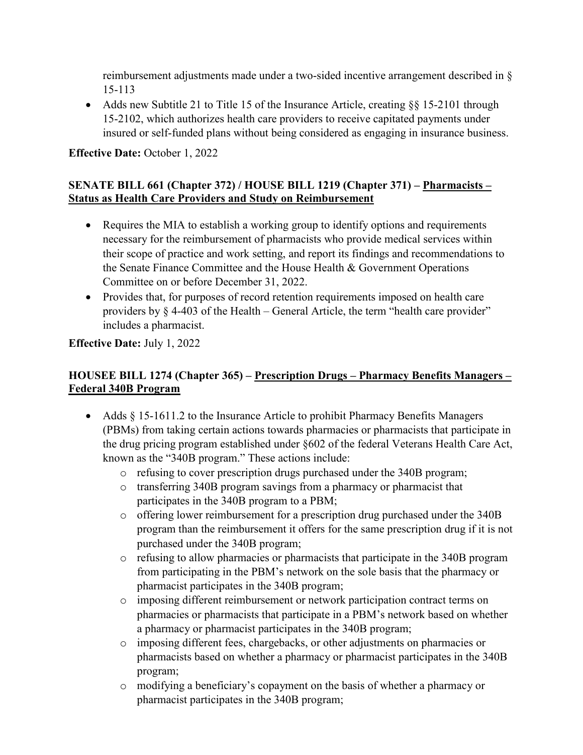reimbursement adjustments made under a two-sided incentive arrangement described in § 15-113

- Adds new Subtitle 21 to Title 15 of the Insurance Article, creating §§ 15-2101 through 15-2102, which authorizes health care providers to receive capitated payments under insured or self-funded plans without being considered as engaging in insurance business.

**Effective Date:** October 1, 2022

**SENATE BILL 661 (Chapter 372) / HOUSE BILL 1219 (Chapter 371) – <u>Pharmacists – Status as Health Care Providers and Study on Reimbursement</u>**

- Requires the MIA to establish a working group to identify options and requirements necessary for the reimbursement of pharmacists who provide medical services within their scope of practice and work setting, and report its findings and recommendations to the Senate Finance Committee and the House Health & Government Operations Committee on or before December 31, 2022.
- Provides that, for purposes of record retention requirements imposed on health care providers by § 4-403 of the Health – General Article, the term "health care provider" includes a pharmacist.

**Effective Date:** July 1, 2022

**HOUSEE BILL 1274 (Chapter 365) – <u>Prescription Drugs – Pharmacy Benefits Managers – Federal 340B Program</u>**

- Adds § 15-1611.2 to the Insurance Article to prohibit Pharmacy Benefits Managers (PBMs) from taking certain actions towards pharmacies or pharmacists that participate in the drug pricing program established under §602 of the federal Veterans Health Care Act, known as the "340B program." These actions include:
  - refusing to cover prescription drugs purchased under the 340B program;
  - transferring 340B program savings from a pharmacy or pharmacist that participates in the 340B program to a PBM;
  - offering lower reimbursement for a prescription drug purchased under the 340B program than the reimbursement it offers for the same prescription drug if it is not purchased under the 340B program;
  - refusing to allow pharmacies or pharmacists that participate in the 340B program from participating in the PBM's network on the sole basis that the pharmacy or pharmacist participates in the 340B program;
  - imposing different reimbursement or network participation contract terms on pharmacies or pharmacists that participate in a PBM's network based on whether a pharmacy or pharmacist participates in the 340B program;
  - imposing different fees, chargebacks, or other adjustments on pharmacies or pharmacists based on whether a pharmacy or pharmacist participates in the 340B program;
  - modifying a beneficiary's copayment on the basis of whether a pharmacy or pharmacist participates in the 340B program;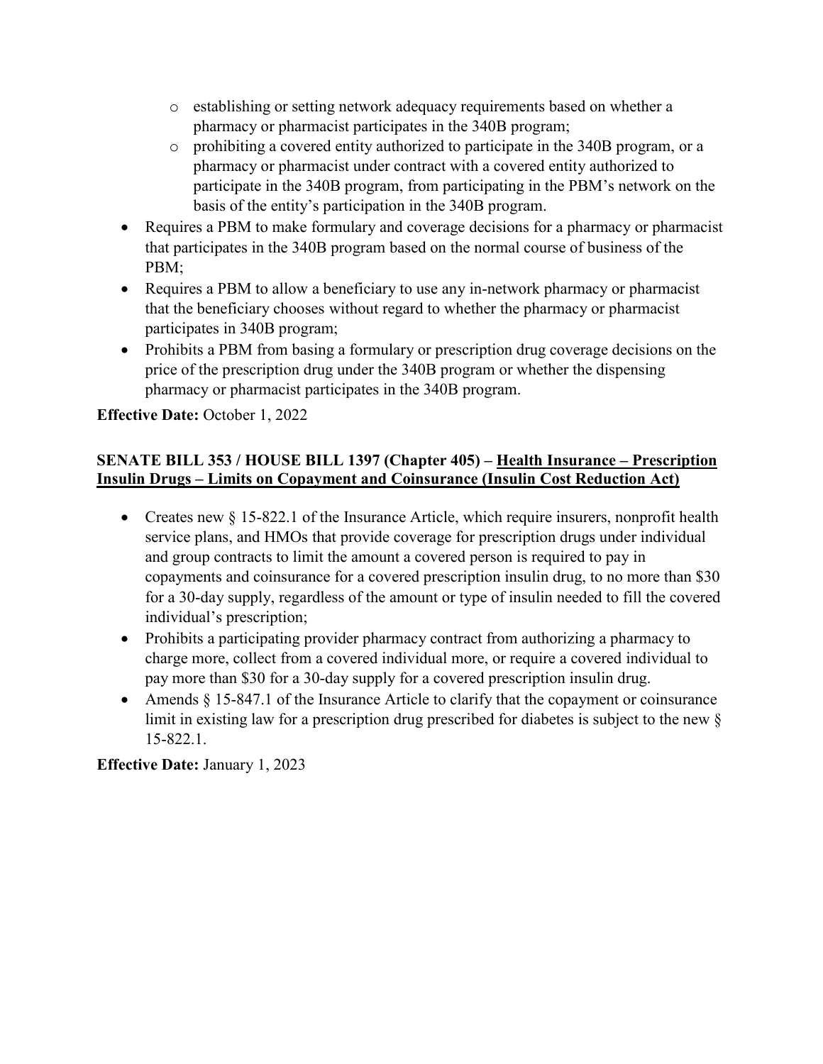- establishing or setting network adequacy requirements based on whether a pharmacy or pharmacist participates in the 340B program;
    - prohibiting a covered entity authorized to participate in the 340B program, or a pharmacy or pharmacist under contract with a covered entity authorized to participate in the 340B program, from participating in the PBM's network on the basis of the entity's participation in the 340B program.
- Requires a PBM to make formulary and coverage decisions for a pharmacy or pharmacist that participates in the 340B program based on the normal course of business of the PBM;
- Requires a PBM to allow a beneficiary to use any in-network pharmacy or pharmacist that the beneficiary chooses without regard to whether the pharmacy or pharmacist participates in 340B program;
- Prohibits a PBM from basing a formulary or prescription drug coverage decisions on the price of the prescription drug under the 340B program or whether the dispensing pharmacy or pharmacist participates in the 340B program.

**Effective Date:** October 1, 2022

**SENATE BILL 353 / HOUSE BILL 1397 (Chapter 405) – <u>Health Insurance – Prescription Insulin Drugs – Limits on Copayment and Coinsurance (Insulin Cost Reduction Act)</u>**

- Creates new § 15-822.1 of the Insurance Article, which require insurers, nonprofit health service plans, and HMOs that provide coverage for prescription drugs under individual and group contracts to limit the amount a covered person is required to pay in copayments and coinsurance for a covered prescription insulin drug, to no more than $30 for a 30-day supply, regardless of the amount or type of insulin needed to fill the covered individual's prescription;
- Prohibits a participating provider pharmacy contract from authorizing a pharmacy to charge more, collect from a covered individual more, or require a covered individual to pay more than $30 for a 30-day supply for a covered prescription insulin drug.
- Amends § 15-847.1 of the Insurance Article to clarify that the copayment or coinsurance limit in existing law for a prescription drug prescribed for diabetes is subject to the new § 15-822.1.

**Effective Date:** January 1, 2023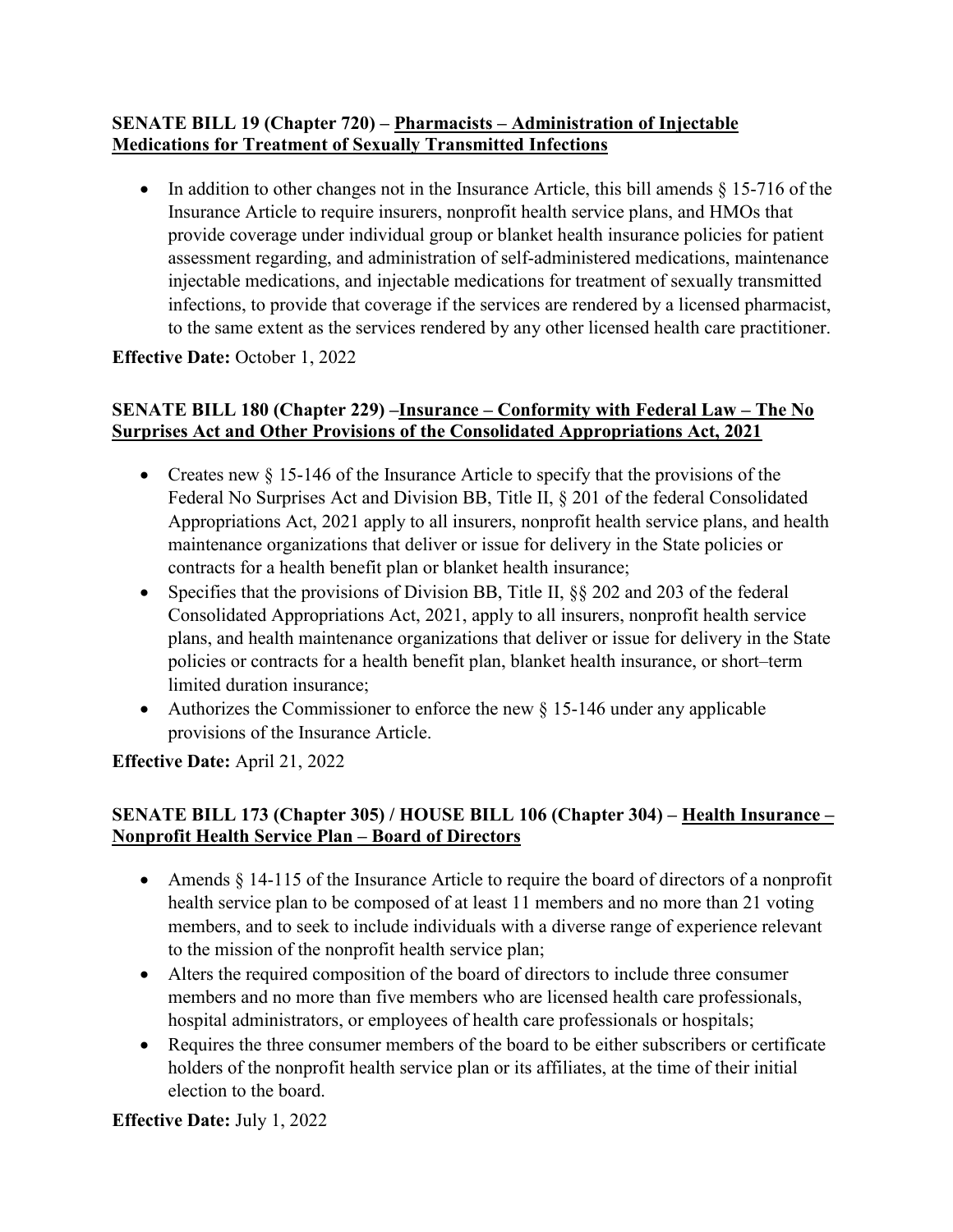**SENATE BILL 19 (Chapter 720) – Pharmacists – Administration of Injectable Medications for Treatment of Sexually Transmitted Infections**

- In addition to other changes not in the Insurance Article, this bill amends § 15-716 of the Insurance Article to require insurers, nonprofit health service plans, and HMOs that provide coverage under individual group or blanket health insurance policies for patient assessment regarding, and administration of self-administered medications, maintenance injectable medications, and injectable medications for treatment of sexually transmitted infections, to provide that coverage if the services are rendered by a licensed pharmacist, to the same extent as the services rendered by any other licensed health care practitioner.

**Effective Date:** October 1, 2022

**SENATE BILL 180 (Chapter 229) –Insurance – Conformity with Federal Law – The No Surprises Act and Other Provisions of the Consolidated Appropriations Act, 2021**

- Creates new § 15-146 of the Insurance Article to specify that the provisions of the Federal No Surprises Act and Division BB, Title II, § 201 of the federal Consolidated Appropriations Act, 2021 apply to all insurers, nonprofit health service plans, and health maintenance organizations that deliver or issue for delivery in the State policies or contracts for a health benefit plan or blanket health insurance;
- Specifies that the provisions of Division BB, Title II, §§ 202 and 203 of the federal Consolidated Appropriations Act, 2021, apply to all insurers, nonprofit health service plans, and health maintenance organizations that deliver or issue for delivery in the State policies or contracts for a health benefit plan, blanket health insurance, or short–term limited duration insurance;
- Authorizes the Commissioner to enforce the new § 15-146 under any applicable provisions of the Insurance Article.

**Effective Date:** April 21, 2022

**SENATE BILL 173 (Chapter 305) / HOUSE BILL 106 (Chapter 304) – Health Insurance – Nonprofit Health Service Plan – Board of Directors**

- Amends § 14-115 of the Insurance Article to require the board of directors of a nonprofit health service plan to be composed of at least 11 members and no more than 21 voting members, and to seek to include individuals with a diverse range of experience relevant to the mission of the nonprofit health service plan;
- Alters the required composition of the board of directors to include three consumer members and no more than five members who are licensed health care professionals, hospital administrators, or employees of health care professionals or hospitals;
- Requires the three consumer members of the board to be either subscribers or certificate holders of the nonprofit health service plan or its affiliates, at the time of their initial election to the board.

**Effective Date:** July 1, 2022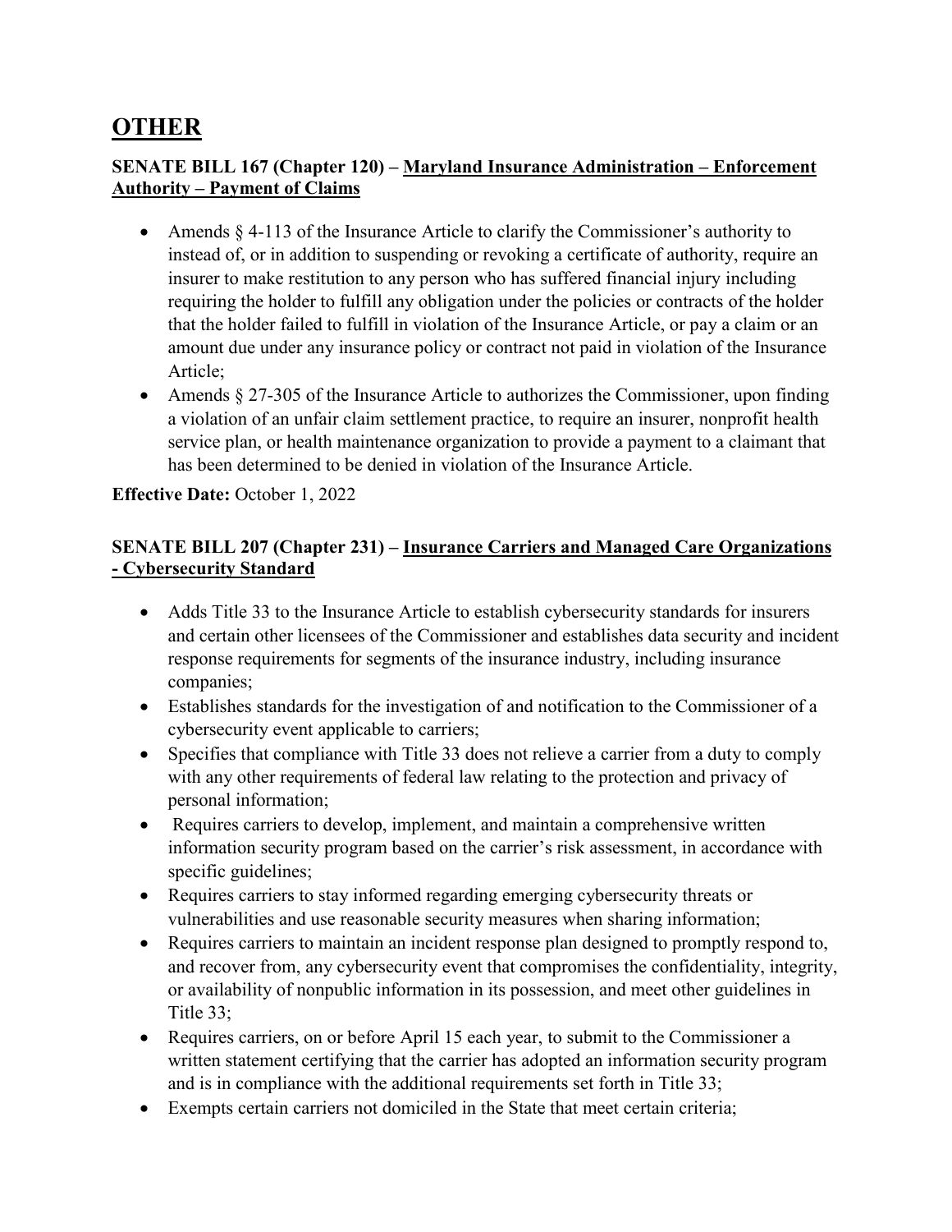# OTHER

**SENATE BILL 167 (Chapter 120) – <u>Maryland Insurance Administration – Enforcement Authority – Payment of Claims</u>**

- Amends § 4-113 of the Insurance Article to clarify the Commissioner's authority to instead of, or in addition to suspending or revoking a certificate of authority, require an insurer to make restitution to any person who has suffered financial injury including requiring the holder to fulfill any obligation under the policies or contracts of the holder that the holder failed to fulfill in violation of the Insurance Article, or pay a claim or an amount due under any insurance policy or contract not paid in violation of the Insurance Article;
- Amends § 27-305 of the Insurance Article to authorizes the Commissioner, upon finding a violation of an unfair claim settlement practice, to require an insurer, nonprofit health service plan, or health maintenance organization to provide a payment to a claimant that has been determined to be denied in violation of the Insurance Article.

**Effective Date:** October 1, 2022

**SENATE BILL 207 (Chapter 231) – <u>Insurance Carriers and Managed Care Organizations - Cybersecurity Standard</u>**

- Adds Title 33 to the Insurance Article to establish cybersecurity standards for insurers and certain other licensees of the Commissioner and establishes data security and incident response requirements for segments of the insurance industry, including insurance companies;
- Establishes standards for the investigation of and notification to the Commissioner of a cybersecurity event applicable to carriers;
- Specifies that compliance with Title 33 does not relieve a carrier from a duty to comply with any other requirements of federal law relating to the protection and privacy of personal information;
- Requires carriers to develop, implement, and maintain a comprehensive written information security program based on the carrier's risk assessment, in accordance with specific guidelines;
- Requires carriers to stay informed regarding emerging cybersecurity threats or vulnerabilities and use reasonable security measures when sharing information;
- Requires carriers to maintain an incident response plan designed to promptly respond to, and recover from, any cybersecurity event that compromises the confidentiality, integrity, or availability of nonpublic information in its possession, and meet other guidelines in Title 33;
- Requires carriers, on or before April 15 each year, to submit to the Commissioner a written statement certifying that the carrier has adopted an information security program and is in compliance with the additional requirements set forth in Title 33;
- Exempts certain carriers not domiciled in the State that meet certain criteria;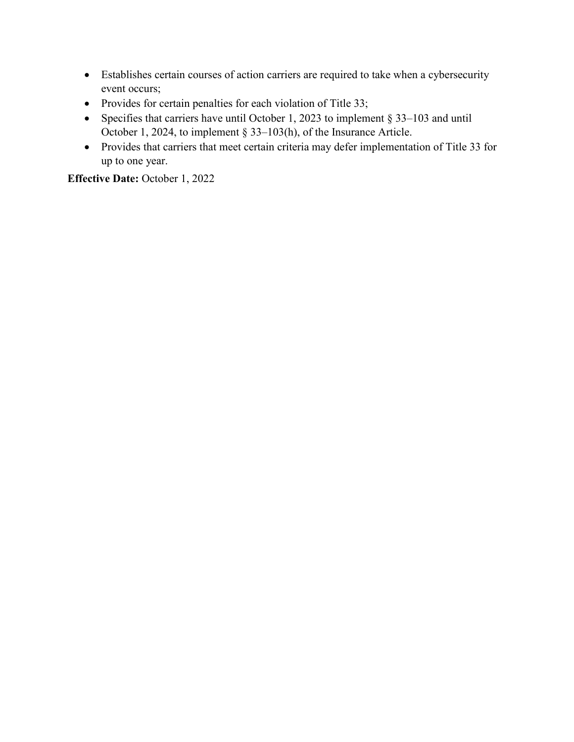- Establishes certain courses of action carriers are required to take when a cybersecurity event occurs;
- Provides for certain penalties for each violation of Title 33;
- Specifies that carriers have until October 1, 2023 to implement § 33–103 and until October 1, 2024, to implement § 33–103(h), of the Insurance Article.
- Provides that carriers that meet certain criteria may defer implementation of Title 33 for up to one year.

**Effective Date:** October 1, 2022